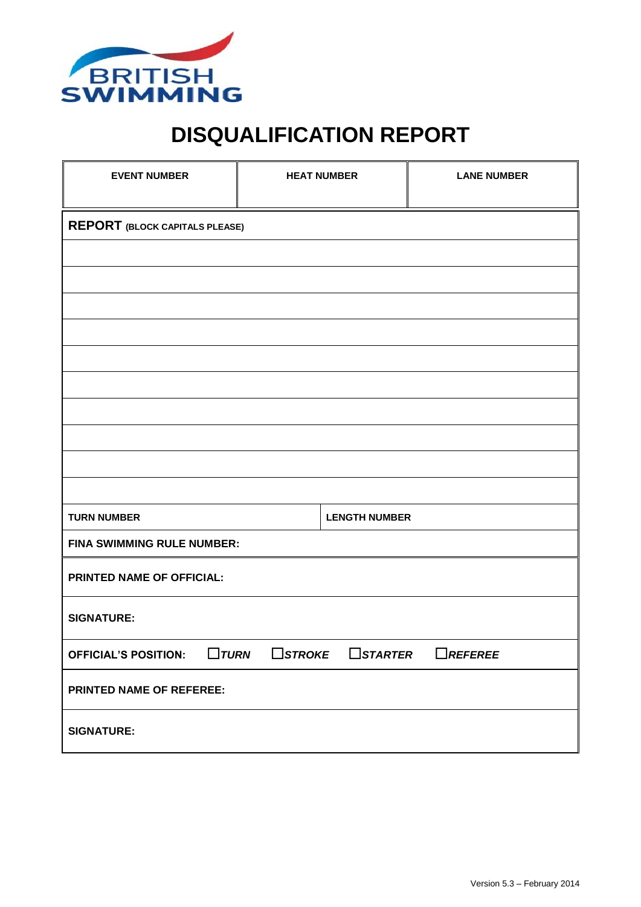BRITISH SWIMMING

# DISQUALIFICATION REPORT

| EVENT NUMBER | HEAT NUMBER | LANE NUMBER |
|---|---|---|
| | | |

**REPORT** **(BLOCK CAPITALS PLEASE)**

| |
|---|
| |
| |
| |
| |
| |
| |
| |
| |
| |
| |

| TURN NUMBER | LENGTH NUMBER |
|---|---|

**FINA SWIMMING RULE NUMBER:**

**PRINTED NAME OF OFFICIAL:**

**SIGNATURE:**

**OFFICIAL'S POSITION:** ☐ ***TURN*** ☐ ***STROKE*** ☐ ***STARTER*** ☐ ***REFEREE***

**PRINTED NAME OF REFEREE:**

**SIGNATURE:**

Version 5.3 – February 2014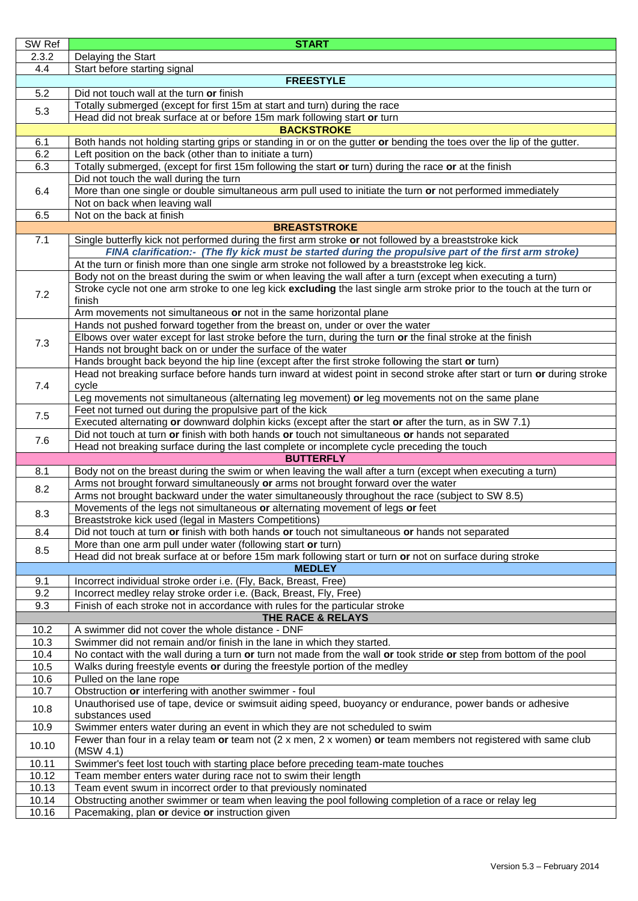| SW Ref | START |
|---|---|
| 2.3.2 | Delaying the Start |
| 4.4 | Start before starting signal |
| | **FREESTYLE** |
| 5.2 | Did not touch wall at the turn **or** finish |
| 5.3 | Totally submerged (except for first 15m at start and turn) during the race |
| | Head did not break surface at or before 15m mark following start **or** turn |
| | **BACKSTROKE** |
| 6.1 | Both hands not holding starting grips or standing in or on the gutter **or** bending the toes over the lip of the gutter. |
| 6.2 | Left position on the back (other than to initiate a turn) |
| 6.3 | Totally submerged, (except for first 15m following the start **or** turn) during the race **or** at the finish |
| 6.4 | Did not touch the wall during the turn |
| | More than one single or double simultaneous arm pull used to initiate the turn **or** not performed immediately |
| | Not on back when leaving wall |
| 6.5 | Not on the back at finish |
| | **BREASTSTROKE** |
| 7.1 | Single butterfly kick not performed during the first arm stroke **or** not followed by a breaststroke kick |
| | ***FINA clarification:- (The fly kick must be started during the propulsive part of the first arm stroke)*** |
| | At the turn or finish more than one single arm stroke not followed by a breaststroke leg kick. |
| 7.2 | Body not on the breast during the swim or when leaving the wall after a turn (except when executing a turn) |
| | Stroke cycle not one arm stroke to one leg kick **excluding** the last single arm stroke prior to the touch at the turn or finish |
| | Arm movements not simultaneous **or** not in the same horizontal plane |
| 7.3 | Hands not pushed forward together from the breast on, under or over the water |
| | Elbows over water except for last stroke before the turn, during the turn **or** the final stroke at the finish |
| | Hands not brought back on or under the surface of the water |
| | Hands brought back beyond the hip line (except after the first stroke following the start **or** turn) |
| 7.4 | Head not breaking surface before hands turn inward at widest point in second stroke after start or turn **or** during stroke cycle |
| | Leg movements not simultaneous (alternating leg movement) **or** leg movements not on the same plane |
| 7.5 | Feet not turned out during the propulsive part of the kick |
| | Executed alternating **or** downward dolphin kicks (except after the start **or** after the turn, as in SW 7.1) |
| 7.6 | Did not touch at turn **or** finish with both hands **or** touch not simultaneous **or** hands not separated |
| | Head not breaking surface during the last complete or incomplete cycle preceding the touch |
| | **BUTTERFLY** |
| 8.1 | Body not on the breast during the swim or when leaving the wall after a turn (except when executing a turn) |
| 8.2 | Arms not brought forward simultaneously **or** arms not brought forward over the water |
| | Arms not brought backward under the water simultaneously throughout the race (subject to SW 8.5) |
| 8.3 | Movements of the legs not simultaneous **or** alternating movement of legs **or** feet |
| | Breaststroke kick used (legal in Masters Competitions) |
| 8.4 | Did not touch at turn **or** finish with both hands **or** touch not simultaneous **or** hands not separated |
| 8.5 | More than one arm pull under water (following start **or** turn) |
| | Head did not break surface at or before 15m mark following start or turn **or** not on surface during stroke |
| | **MEDLEY** |
| 9.1 | Incorrect individual stroke order i.e. (Fly, Back, Breast, Free) |
| 9.2 | Incorrect medley relay stroke order i.e. (Back, Breast, Fly, Free) |
| 9.3 | Finish of each stroke not in accordance with rules for the particular stroke |
| | **THE RACE & RELAYS** |
| 10.2 | A swimmer did not cover the whole distance - DNF |
| 10.3 | Swimmer did not remain and/or finish in the lane in which they started. |
| 10.4 | No contact with the wall during a turn **or** turn not made from the wall **or** took stride **or** step from bottom of the pool |
| 10.5 | Walks during freestyle events **or** during the freestyle portion of the medley |
| 10.6 | Pulled on the lane rope |
| 10.7 | Obstruction **or** interfering with another swimmer - foul |
| 10.8 | Unauthorised use of tape, device or swimsuit aiding speed, buoyancy or endurance, power bands or adhesive substances used |
| 10.9 | Swimmer enters water during an event in which they are not scheduled to swim |
| 10.10 | Fewer than four in a relay team **or** team not (2 x men, 2 x women) **or** team members not registered with same club (MSW 4.1) |
| 10.11 | Swimmer's feet lost touch with starting place before preceding team-mate touches |
| 10.12 | Team member enters water during race not to swim their length |
| 10.13 | Team event swum in incorrect order to that previously nominated |
| 10.14 | Obstructing another swimmer or team when leaving the pool following completion of a race or relay leg |
| 10.16 | Pacemaking, plan **or** device **or** instruction given |

Version 5.3 – February 2014